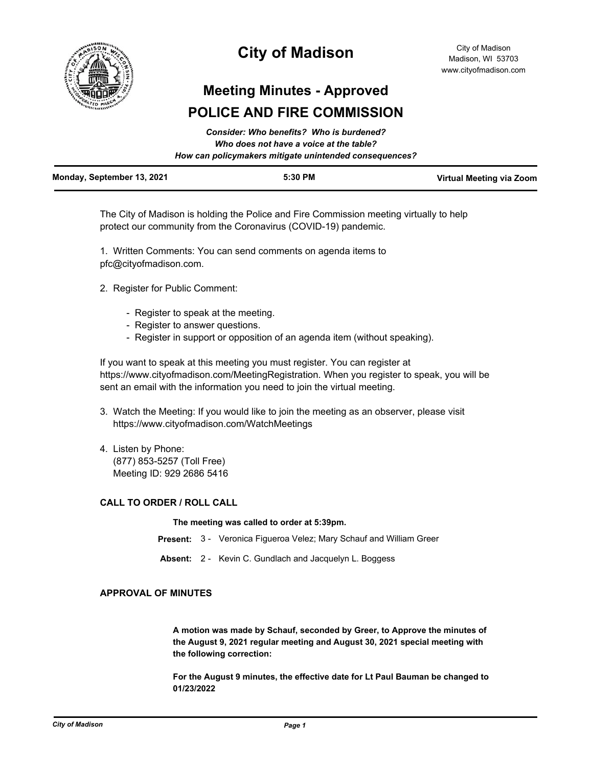# City of Madison

City of Madison
Madison, WI 53703
www.cityofmadison.com

## Meeting Minutes - Approved

## POLICE AND FIRE COMMISSION

***Consider: Who benefits? Who is burdened?***
***Who does not have a voice at the table?***
***How can policymakers mitigate unintended consequences?***

| **Monday, September 13, 2021** | **5:30 PM** | **Virtual Meeting via Zoom** |
|---|---|---|

The City of Madison is holding the Police and Fire Commission meeting virtually to help protect our community from the Coronavirus (COVID-19) pandemic.

1. Written Comments: You can send comments on agenda items to pfc@cityofmadison.com.

2. Register for Public Comment:

   - Register to speak at the meeting.
   - Register to answer questions.
   - Register in support or opposition of an agenda item (without speaking).

If you want to speak at this meeting you must register. You can register at https://www.cityofmadison.com/MeetingRegistration. When you register to speak, you will be sent an email with the information you need to join the virtual meeting.

3. Watch the Meeting: If you would like to join the meeting as an observer, please visit https://www.cityofmadison.com/WatchMeetings

4. Listen by Phone:
   (877) 853-5257 (Toll Free)
   Meeting ID: 929 2686 5416

### CALL TO ORDER / ROLL CALL

**The meeting was called to order at 5:39pm.**

**Present:** 3 - Veronica Figueroa Velez; Mary Schauf and William Greer

**Absent:** 2 - Kevin C. Gundlach and Jacquelyn L. Boggess

### APPROVAL OF MINUTES

**A motion was made by Schauf, seconded by Greer, to Approve the minutes of the August 9, 2021 regular meeting and August 30, 2021 special meeting with the following correction:**

**For the August 9 minutes, the effective date for Lt Paul Bauman be changed to 01/23/2022**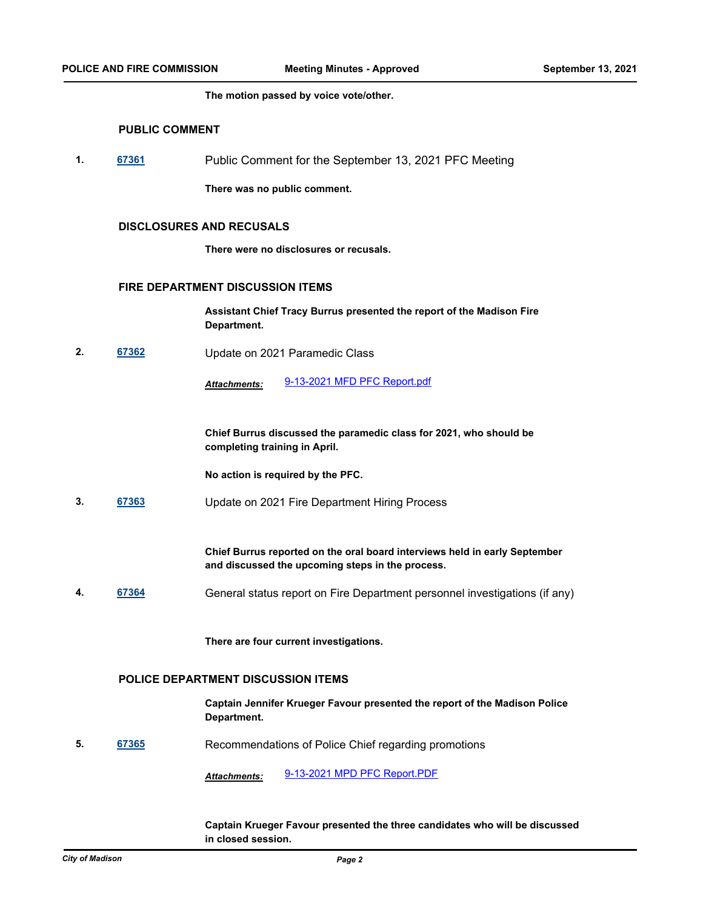**The motion passed by voice vote/other.**

## PUBLIC COMMENT

**1.** [67361] Public Comment for the September 13, 2021 PFC Meeting

**There was no public comment.**

## DISCLOSURES AND RECUSALS

**There were no disclosures or recusals.**

## FIRE DEPARTMENT DISCUSSION ITEMS

**Assistant Chief Tracy Burrus presented the report of the Madison Fire Department.**

**2.** [67362] Update on 2021 Paramedic Class

***Attachments:*** 9-13-2021 MFD PFC Report.pdf

**Chief Burrus discussed the paramedic class for 2021, who should be completing training in April.**

**No action is required by the PFC.**

**3.** [67363] Update on 2021 Fire Department Hiring Process

**Chief Burrus reported on the oral board interviews held in early September and discussed the upcoming steps in the process.**

**4.** [67364] General status report on Fire Department personnel investigations (if any)

**There are four current investigations.**

## POLICE DEPARTMENT DISCUSSION ITEMS

**Captain Jennifer Krueger Favour presented the report of the Madison Police Department.**

**5.** [67365] Recommendations of Police Chief regarding promotions

***Attachments:*** 9-13-2021 MPD PFC Report.PDF

**Captain Krueger Favour presented the three candidates who will be discussed in closed session.**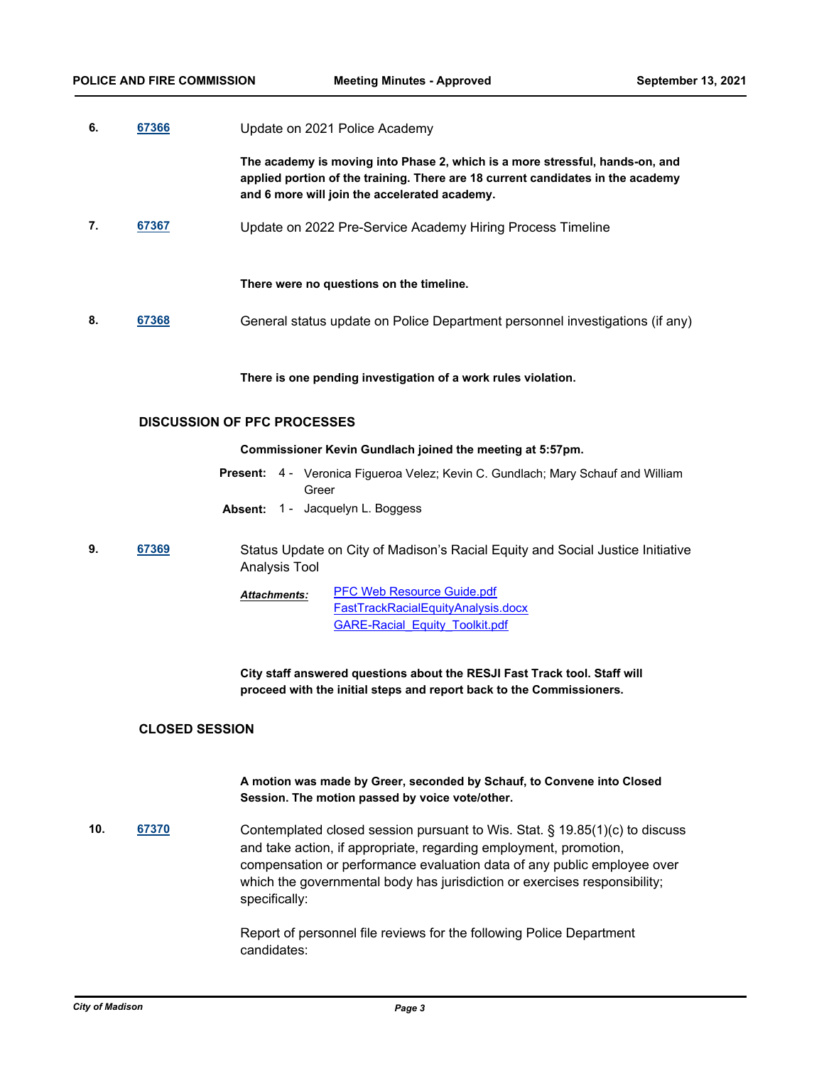**6.** **67366** Update on 2021 Police Academy

**The academy is moving into Phase 2, which is a more stressful, hands-on, and applied portion of the training. There are 18 current candidates in the academy and 6 more will join the accelerated academy.**

**7.** **67367** Update on 2022 Pre-Service Academy Hiring Process Timeline

**There were no questions on the timeline.**

**8.** **67368** General status update on Police Department personnel investigations (if any)

**There is one pending investigation of a work rules violation.**

## DISCUSSION OF PFC PROCESSES

**Commissioner Kevin Gundlach joined the meeting at 5:57pm.**

**Present:** 4 - Veronica Figueroa Velez; Kevin C. Gundlach; Mary Schauf and William Greer

**Absent:** 1 - Jacquelyn L. Boggess

**9.** **67369** Status Update on City of Madison's Racial Equity and Social Justice Initiative Analysis Tool

***Attachments:*** PFC Web Resource Guide.pdf
FastTrackRacialEquityAnalysis.docx
GARE-Racial_Equity_Toolkit.pdf

**City staff answered questions about the RESJI Fast Track tool. Staff will proceed with the initial steps and report back to the Commissioners.**

## CLOSED SESSION

**A motion was made by Greer, seconded by Schauf, to Convene into Closed Session. The motion passed by voice vote/other.**

**10.** **67370** Contemplated closed session pursuant to Wis. Stat. § 19.85(1)(c) to discuss and take action, if appropriate, regarding employment, promotion, compensation or performance evaluation data of any public employee over which the governmental body has jurisdiction or exercises responsibility; specifically:

Report of personnel file reviews for the following Police Department candidates: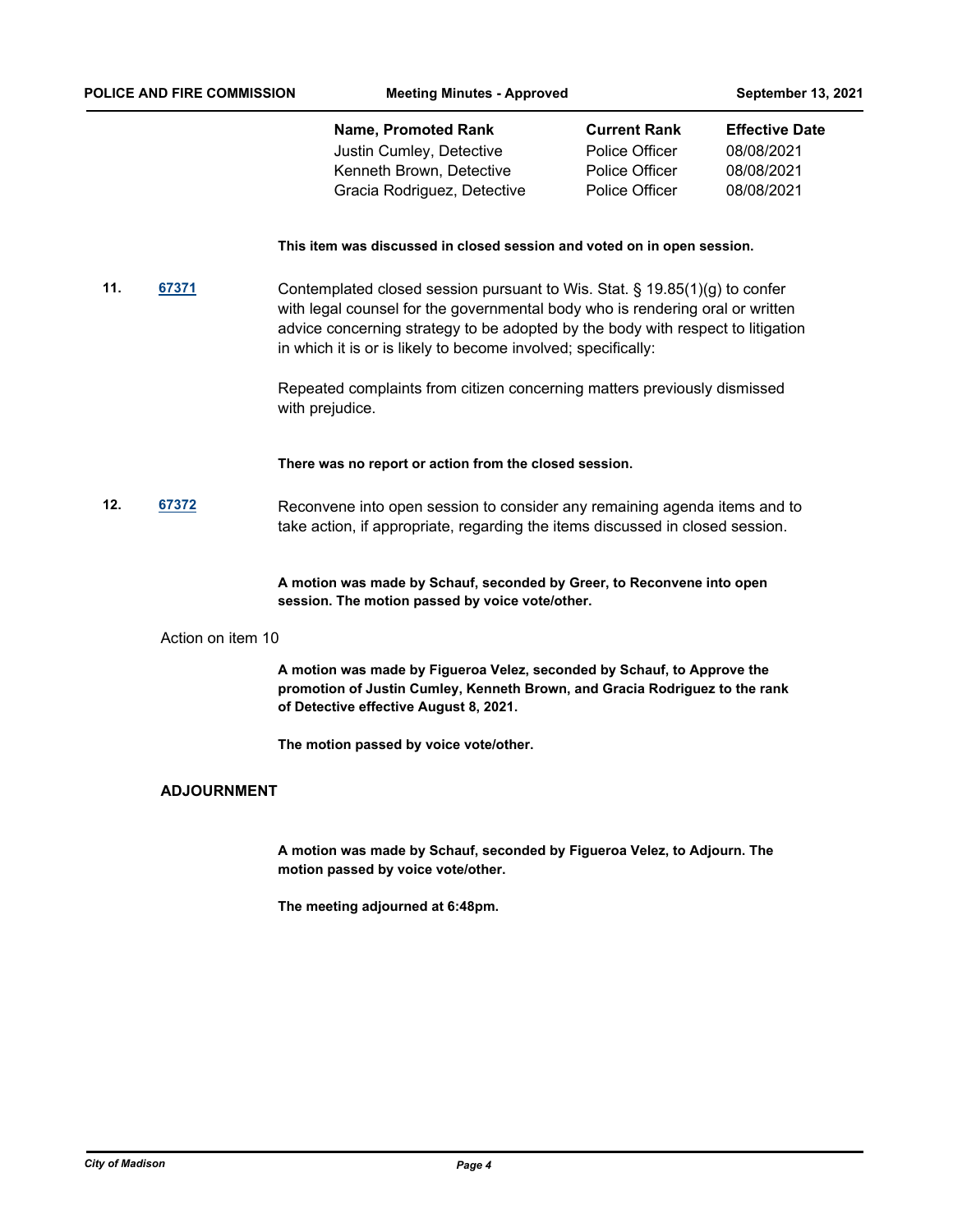| Name, Promoted Rank | Current Rank | Effective Date |
|---|---|---|
| Justin Cumley, Detective | Police Officer | 08/08/2021 |
| Kenneth Brown, Detective | Police Officer | 08/08/2021 |
| Gracia Rodriguez, Detective | Police Officer | 08/08/2021 |

**This item was discussed in closed session and voted on in open session.**

**11.** 67371

Contemplated closed session pursuant to Wis. Stat. § 19.85(1)(g) to confer with legal counsel for the governmental body who is rendering oral or written advice concerning strategy to be adopted by the body with respect to litigation in which it is or is likely to become involved; specifically:

Repeated complaints from citizen concerning matters previously dismissed with prejudice.

**There was no report or action from the closed session.**

**12.** 67372

Reconvene into open session to consider any remaining agenda items and to take action, if appropriate, regarding the items discussed in closed session.

**A motion was made by Schauf, seconded by Greer, to Reconvene into open session. The motion passed by voice vote/other.**

Action on item 10

**A motion was made by Figueroa Velez, seconded by Schauf, to Approve the promotion of Justin Cumley, Kenneth Brown, and Gracia Rodriguez to the rank of Detective effective August 8, 2021.**

**The motion passed by voice vote/other.**

## ADJOURNMENT

**A motion was made by Schauf, seconded by Figueroa Velez, to Adjourn. The motion passed by voice vote/other.**

**The meeting adjourned at 6:48pm.**